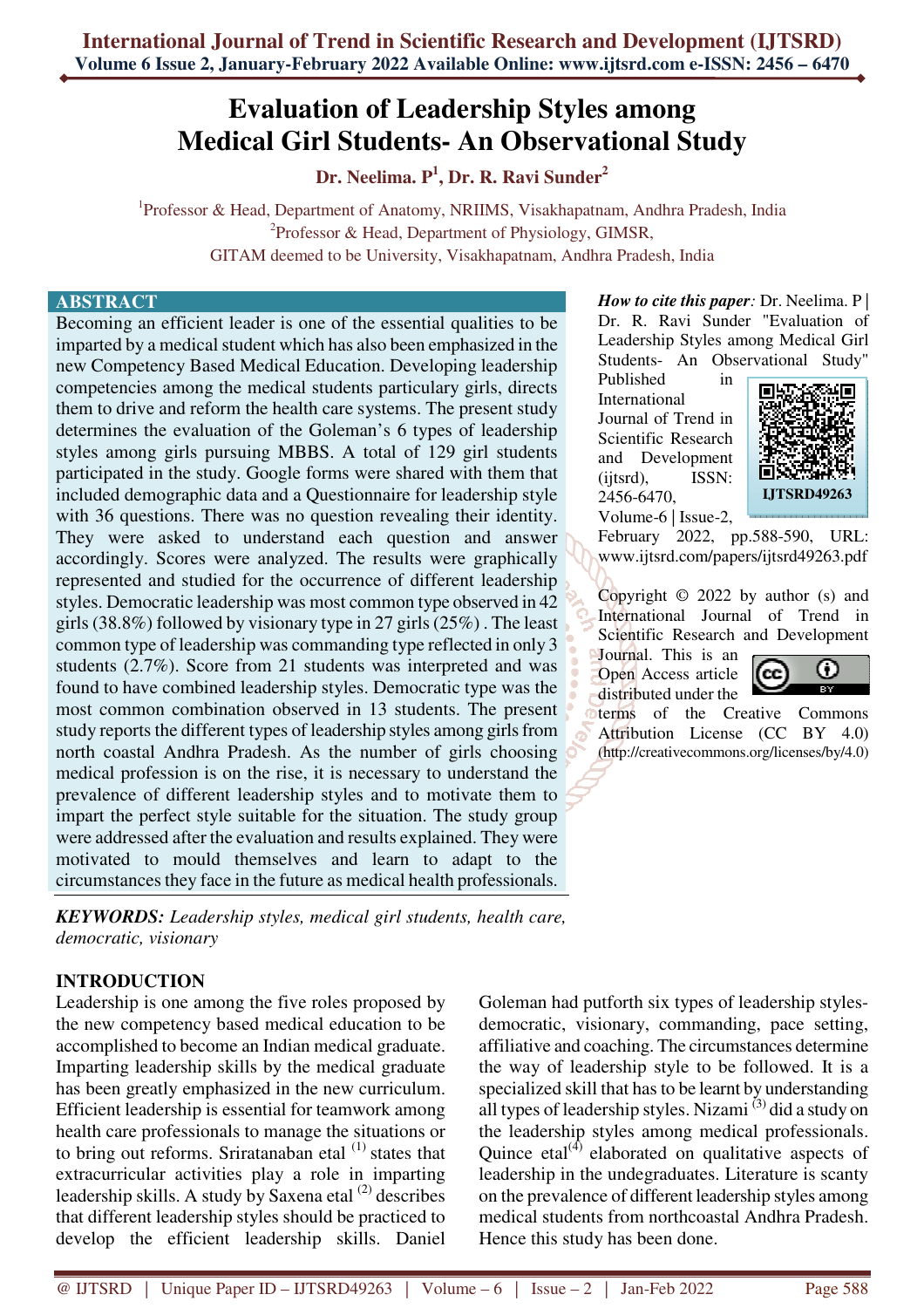# Evaluation of Leadership Styles among Medical Girl Students- An Observational Study

**Dr. Neelima. P[1], Dr. R. Ravi Sunder[2]**

[1]Professor & Head, Department of Anatomy, NRIIMS, Visakhapatnam, Andhra Pradesh, India
[2]Professor & Head, Department of Physiology, GIMSR,
GITAM deemed to be University, Visakhapatnam, Andhra Pradesh, India

## ABSTRACT

Becoming an efficient leader is one of the essential qualities to be imparted by a medical student which has also been emphasized in the new Competency Based Medical Education. Developing leadership competencies among the medical students particulary girls, directs them to drive and reform the health care systems. The present study determines the evaluation of the Goleman's 6 types of leadership styles among girls pursuing MBBS. A total of 129 girl students participated in the study. Google forms were shared with them that included demographic data and a Questionnaire for leadership style with 36 questions. There was no question revealing their identity. They were asked to understand each question and answer accordingly. Scores were analyzed. The results were graphically represented and studied for the occurrence of different leadership styles. Democratic leadership was most common type observed in 42 girls (38.8%) followed by visionary type in 27 girls (25%) . The least common type of leadership was commanding type reflected in only 3 students (2.7%). Score from 21 students was interpreted and was found to have combined leadership styles. Democratic type was the most common combination observed in 13 students. The present study reports the different types of leadership styles among girls from north coastal Andhra Pradesh. As the number of girls choosing medical profession is on the rise, it is necessary to understand the prevalence of different leadership styles and to motivate them to impart the perfect style suitable for the situation. The study group were addressed after the evaluation and results explained. They were motivated to mould themselves and learn to adapt to the circumstances they face in the future as medical health professionals.

***KEYWORDS:*** *Leadership styles, medical girl students, health care, democratic, visionary*

***How to cite this paper:*** Dr. Neelima. P | Dr. R. Ravi Sunder "Evaluation of Leadership Styles among Medical Girl Students- An Observational Study" Published in International Journal of Trend in Scientific Research and Development (ijtsrd), ISSN: 2456-6470, Volume-6 | Issue-2, February 2022, pp.588-590, URL: www.ijtsrd.com/papers/ijtsrd49263.pdf

IJTSRD49263

Copyright © 2022 by author (s) and International Journal of Trend in Scientific Research and Development Journal. This is an Open Access article distributed under the terms of the Creative Commons Attribution License (CC BY 4.0) (http://creativecommons.org/licenses/by/4.0)

## INTRODUCTION

Leadership is one among the five roles proposed by the new competency based medical education to be accomplished to become an Indian medical graduate. Imparting leadership skills by the medical graduate has been greatly emphasized in the new curriculum. Efficient leadership is essential for teamwork among health care professionals to manage the situations or to bring out reforms. Sriratanaban etal [1] states that extracurricular activities play a role in imparting leadership skills. A study by Saxena etal [2] describes that different leadership styles should be practiced to develop the efficient leadership skills. Daniel Goleman had putforth six types of leadership styles- democratic, visionary, commanding, pace setting, affiliative and coaching. The circumstances determine the way of leadership style to be followed. It is a specialized skill that has to be learnt by understanding all types of leadership styles. Nizami [3] did a study on the leadership styles among medical professionals. Quince etal[4] elaborated on qualitative aspects of leadership in the undegraduates. Literature is scanty on the prevalence of different leadership styles among medical students from northcoastal Andhra Pradesh. Hence this study has been done.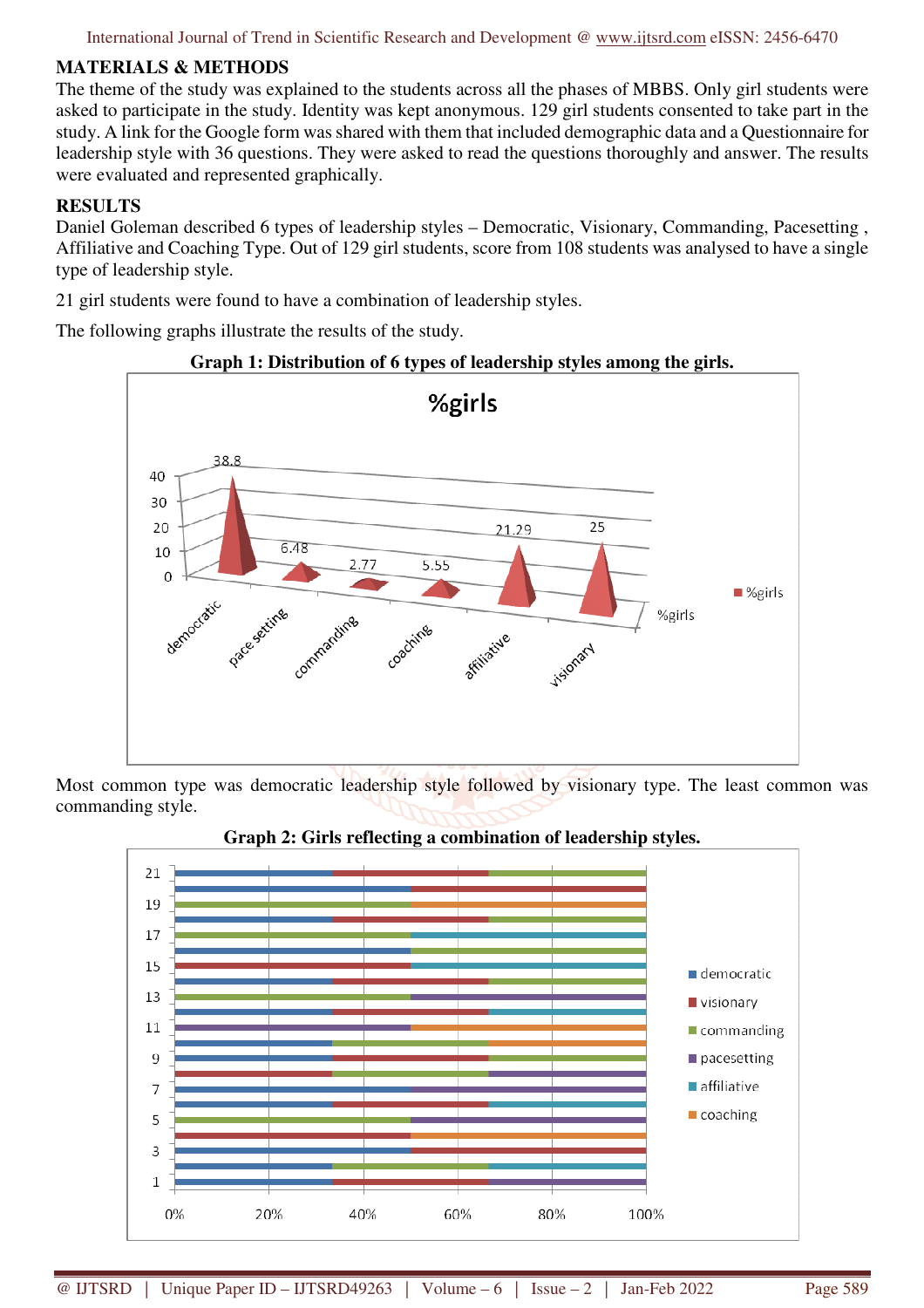## MATERIALS & METHODS

The theme of the study was explained to the students across all the phases of MBBS. Only girl students were asked to participate in the study. Identity was kept anonymous. 129 girl students consented to take part in the study. A link for the Google form was shared with them that included demographic data and a Questionnaire for leadership style with 36 questions. They were asked to read the questions thoroughly and answer. The results were evaluated and represented graphically.

## RESULTS

Daniel Goleman described 6 types of leadership styles – Democratic, Visionary, Commanding, Pacesetting , Affiliative and Coaching Type. Out of 129 girl students, score from 108 students was analysed to have a single type of leadership style.

21 girl students were found to have a combination of leadership styles.

The following graphs illustrate the results of the study.

**Graph 1: Distribution of 6 types of leadership styles among the girls.**

Most common type was democratic leadership style followed by visionary type. The least common was commanding style.

**Graph 2: Girls reflecting a combination of leadership styles.**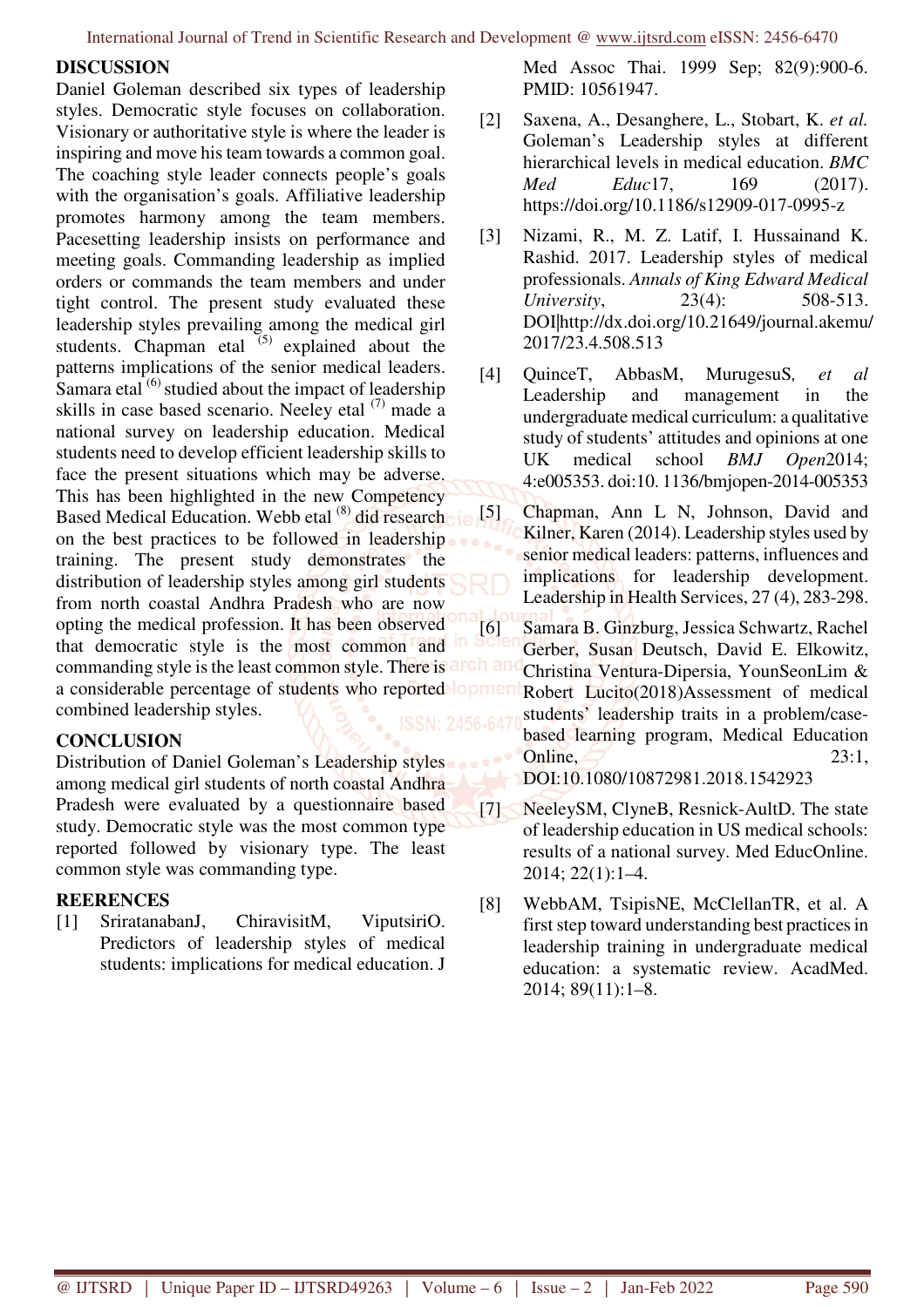## DISCUSSION

Daniel Goleman described six types of leadership styles. Democratic style focuses on collaboration. Visionary or authoritative style is where the leader is inspiring and move his team towards a common goal. The coaching style leader connects people's goals with the organisation's goals. Affiliative leadership promotes harmony among the team members. Pacesetting leadership insists on performance and meeting goals. Commanding leadership as implied orders or commands the team members and under tight control. The present study evaluated these leadership styles prevailing among the medical girl students. Chapman etal [5] explained about the patterns implications of the senior medical leaders. Samara etal [6] studied about the impact of leadership skills in case based scenario. Neeley etal [7] made a national survey on leadership education. Medical students need to develop efficient leadership skills to face the present situations which may be adverse. This has been highlighted in the new Competency Based Medical Education. Webb etal [8] did research on the best practices to be followed in leadership training. The present study demonstrates the distribution of leadership styles among girl students from north coastal Andhra Pradesh who are now opting the medical profession. It has been observed that democratic style is the most common and commanding style is the least common style. There is a considerable percentage of students who reported combined leadership styles.

## CONCLUSION

Distribution of Daniel Goleman's Leadership styles among medical girl students of north coastal Andhra Pradesh were evaluated by a questionnaire based study. Democratic style was the most common type reported followed by visionary type. The least common style was commanding type.

## REERENCES

[1] SriratanabanJ, ChiravisitM, ViputsiriO. Predictors of leadership styles of medical students: implications for medical education. J Med Assoc Thai. 1999 Sep; 82(9):900-6. PMID: 10561947.

[2] Saxena, A., Desanghere, L., Stobart, K. *et al.* Goleman's Leadership styles at different hierarchical levels in medical education. *BMC Med Educ*17, 169 (2017). https://doi.org/10.1186/s12909-017-0995-z

[3] Nizami, R., M. Z. Latif, I. Hussainand K. Rashid. 2017. Leadership styles of medical professionals. *Annals of King Edward Medical University*, 23(4): 508-513. DOI|http://dx.doi.org/10.21649/journal.akemu/2017/23.4.508.513

[4] QuinceT, AbbasM, MurugesuS*, et al* Leadership and management in the undergraduate medical curriculum: a qualitative study of students' attitudes and opinions at one UK medical school *BMJ Open*2014; 4:e005353. doi:10. 1136/bmjopen-2014-005353

[5] Chapman, Ann L N, Johnson, David and Kilner, Karen (2014). Leadership styles used by senior medical leaders: patterns, influences and implications for leadership development. Leadership in Health Services, 27 (4), 283-298.

[6] Samara B. Ginzburg, Jessica Schwartz, Rachel Gerber, Susan Deutsch, David E. Elkowitz, Christina Ventura-Dipersia, YounSeonLim & Robert Lucito(2018)Assessment of medical students' leadership traits in a problem/case-based learning program, Medical Education Online, 23:1, DOI:10.1080/10872981.2018.1542923

[7] NeeleySM, ClyneB, Resnick-AultD. The state of leadership education in US medical schools: results of a national survey. Med EducOnline. 2014; 22(1):1–4.

[8] WebbAM, TsipisNE, McClellanTR, et al. A first step toward understanding best practices in leadership training in undergraduate medical education: a systematic review. AcadMed. 2014; 89(11):1–8.